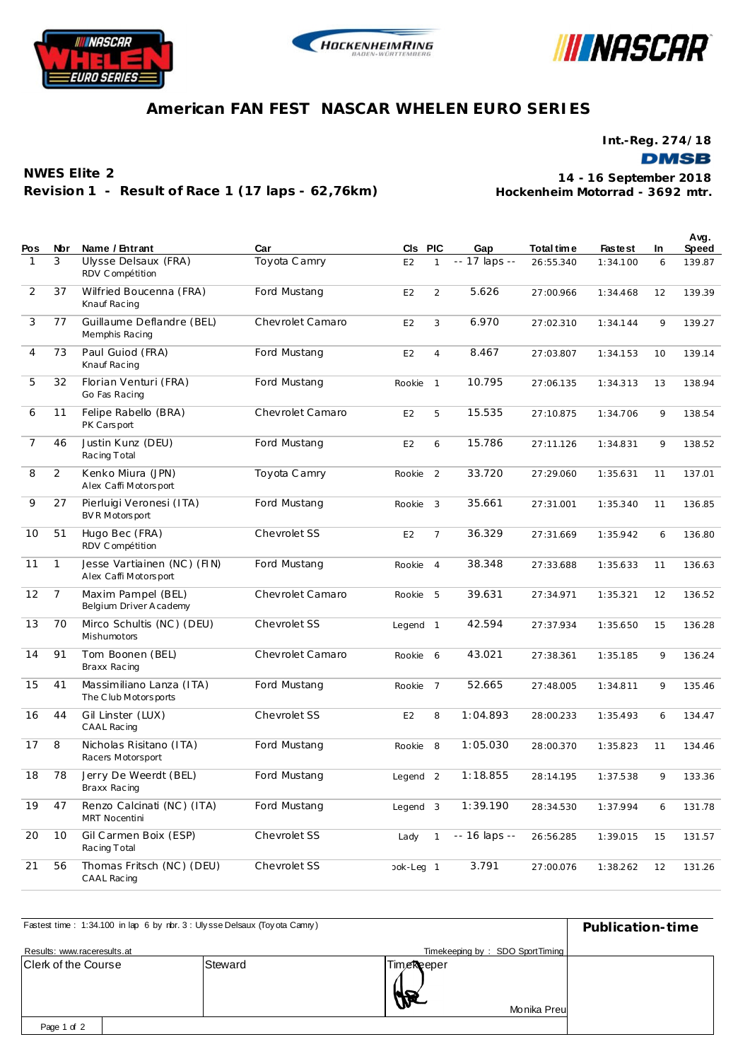# American FAN FEST NASCAR WHELEN EURO SERIES

**Int.-Reg. 274/18**

**DMSB**

**NWES Elite 2**

**Revision 1 - Result of Race 1 (17 laps - 62,76km)**

**14 - 16 September 2018**

**Hockenheim Motorrad - 3692 mtr.**

| Pos | Nbr | Name / Entrant | Car | Cls | PIC | Gap | Total time | Fastest | In | Avg. Speed |
|---|---|---|---|---|---|---|---|---|---|---|
| 1 | 3 | Ulysse Delsaux (FRA)<br>RDV Compétition | Toyota Camry | E2 | 1 | -- 17 laps -- | 26:55.340 | 1:34.100 | 6 | 139.87 |
| 2 | 37 | Wilfried Boucenna (FRA)<br>Knauf Racing | Ford Mustang | E2 | 2 | 5.626 | 27:00.966 | 1:34.468 | 12 | 139.39 |
| 3 | 77 | Guillaume Deflandre (BEL)<br>Memphis Racing | Chevrolet Camaro | E2 | 3 | 6.970 | 27:02.310 | 1:34.144 | 9 | 139.27 |
| 4 | 73 | Paul Guiod (FRA)<br>Knauf Racing | Ford Mustang | E2 | 4 | 8.467 | 27:03.807 | 1:34.153 | 10 | 139.14 |
| 5 | 32 | Florian Venturi (FRA)<br>Go Fas Racing | Ford Mustang | Rookie | 1 | 10.795 | 27:06.135 | 1:34.313 | 13 | 138.94 |
| 6 | 11 | Felipe Rabello (BRA)<br>PK Carsport | Chevrolet Camaro | E2 | 5 | 15.535 | 27:10.875 | 1:34.706 | 9 | 138.54 |
| 7 | 46 | Justin Kunz (DEU)<br>Racing Total | Ford Mustang | E2 | 6 | 15.786 | 27:11.126 | 1:34.831 | 9 | 138.52 |
| 8 | 2 | Kenko Miura (JPN)<br>Alex Caffi Motorsport | Toyota Camry | Rookie | 2 | 33.720 | 27:29.060 | 1:35.631 | 11 | 137.01 |
| 9 | 27 | Pierluigi Veronesi (ITA)<br>BVR Motorsport | Ford Mustang | Rookie | 3 | 35.661 | 27:31.001 | 1:35.340 | 11 | 136.85 |
| 10 | 51 | Hugo Bec (FRA)<br>RDV Compétition | Chevrolet SS | E2 | 7 | 36.329 | 27:31.669 | 1:35.942 | 6 | 136.80 |
| 11 | 1 | Jesse Vartiainen (NC) (FIN)<br>Alex Caffi Motorsport | Ford Mustang | Rookie | 4 | 38.348 | 27:33.688 | 1:35.633 | 11 | 136.63 |
| 12 | 7 | Maxim Pampel (BEL)<br>Belgium Driver Academy | Chevrolet Camaro | Rookie | 5 | 39.631 | 27:34.971 | 1:35.321 | 12 | 136.52 |
| 13 | 70 | Mirco Schultis (NC) (DEU)<br>Mishumotors | Chevrolet SS | Legend | 1 | 42.594 | 27:37.934 | 1:35.650 | 15 | 136.28 |
| 14 | 91 | Tom Boonen (BEL)<br>Braxx Racing | Chevrolet Camaro | Rookie | 6 | 43.021 | 27:38.361 | 1:35.185 | 9 | 136.24 |
| 15 | 41 | Massimiliano Lanza (ITA)<br>The Club Motorsports | Ford Mustang | Rookie | 7 | 52.665 | 27:48.005 | 1:34.811 | 9 | 135.46 |
| 16 | 44 | Gil Linster (LUX)<br>CAAL Racing | Chevrolet SS | E2 | 8 | 1:04.893 | 28:00.233 | 1:35.493 | 6 | 134.47 |
| 17 | 8 | Nicholas Risitano (ITA)<br>Racers Motorsport | Ford Mustang | Rookie | 8 | 1:05.030 | 28:00.370 | 1:35.823 | 11 | 134.46 |
| 18 | 78 | Jerry De Weerdt (BEL)<br>Braxx Racing | Ford Mustang | Legend | 2 | 1:18.855 | 28:14.195 | 1:37.538 | 9 | 133.36 |
| 19 | 47 | Renzo Calcinati (NC) (ITA)<br>MRT Nocentini | Ford Mustang | Legend | 3 | 1:39.190 | 28:34.530 | 1:37.994 | 6 | 131.78 |
| 20 | 10 | Gil Carmen Boix (ESP)<br>Racing Total | Chevrolet SS | Lady | 1 | -- 16 laps -- | 26:56.285 | 1:39.015 | 15 | 131.57 |
| 21 | 56 | Thomas Fritsch (NC) (DEU)<br>CAAL Racing | Chevrolet SS | ook-Leg | 1 | 3.791 | 27:00.076 | 1:38.262 | 12 | 131.26 |

Fastest time : 1:34.100 in lap 6 by nbr. 3 : Ulysse Delsaux (Toyota Camry)

**Publication-time**

Results: www.raceresults.at

Timekeeping by : SDO SportTiming

| Clerk of the Course | Steward | Timekeeper | |
|---|---|---|---|
| | | Monika Preu | |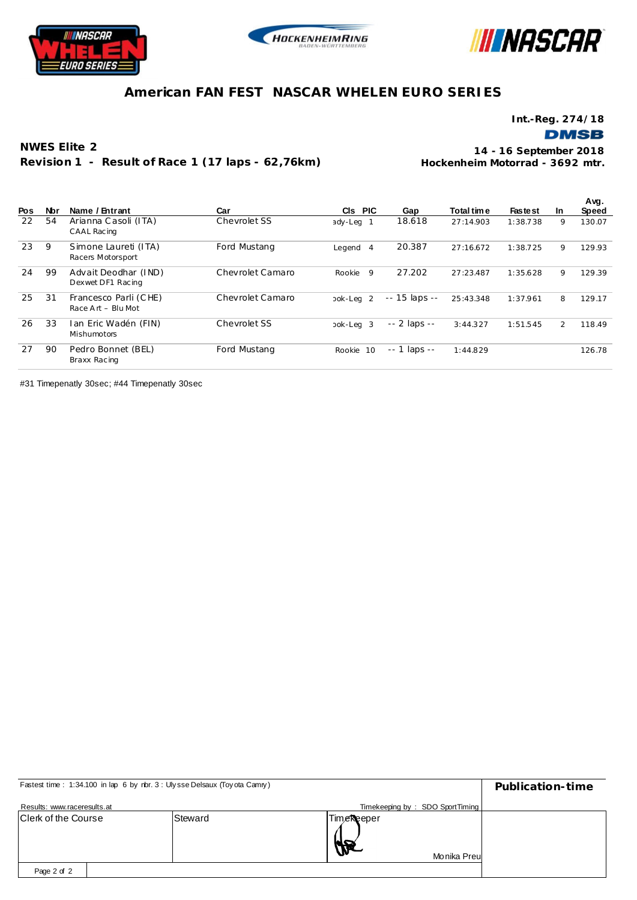# American FAN FEST NASCAR WHELEN EURO SERIES

**Int.-Reg. 274/18**

DMSB

**NWES Elite 2**

**Revision 1 - Result of Race 1 (17 laps - 62,76km)**

**14 - 16 September 2018**

**Hockenheim Motorrad - 3692 mtr.**

| Pos | Nbr | Name / Entrant | Car | Cls | PIC | Gap | Total time | Fastest | In | Avg. Speed |
|---|---|---|---|---|---|---|---|---|---|---|
| 22 | 54 | Arianna Casoli (ITA)<br>CAAL Racing | Chevrolet SS | ady-Leg | 1 | 18.618 | 27:14.903 | 1:38.738 | 9 | 130.07 |
| 23 | 9 | Simone Laureti (ITA)<br>Racers Motorsport | Ford Mustang | Legend | 4 | 20.387 | 27:16.672 | 1:38.725 | 9 | 129.93 |
| 24 | 99 | Advait Deodhar (IND)<br>Dexwet DF1 Racing | Chevrolet Camaro | Rookie | 9 | 27.202 | 27:23.487 | 1:35.628 | 9 | 129.39 |
| 25 | 31 | Francesco Parli (CHE)<br>Race Art – Blu Mot | Chevrolet Camaro | ook-Leg | 2 | -- 15 laps -- | 25:43.348 | 1:37.961 | 8 | 129.17 |
| 26 | 33 | Ian Eric Wadén (FIN)<br>Mishumotors | Chevrolet SS | ook-Leg | 3 | -- 2 laps -- | 3:44.327 | 1:51.545 | 2 | 118.49 |
| 27 | 90 | Pedro Bonnet (BEL)<br>Braxx Racing | Ford Mustang | Rookie | 10 | -- 1 laps -- | 1:44.829 | | | 126.78 |

#31 Timepenatly 30sec; #44 Timepenatly 30sec

Fastest time : 1:34.100 in lap 6 by nbr. 3 : Ulysse Delsaux (Toyota Camry)

Results: www.raceresults.at

Timekeeping by : SDO SportTiming

**Publication-time**

| Clerk of the Course | Steward | Timekeeper<br><br>Monika Preu |
|---|---|---|